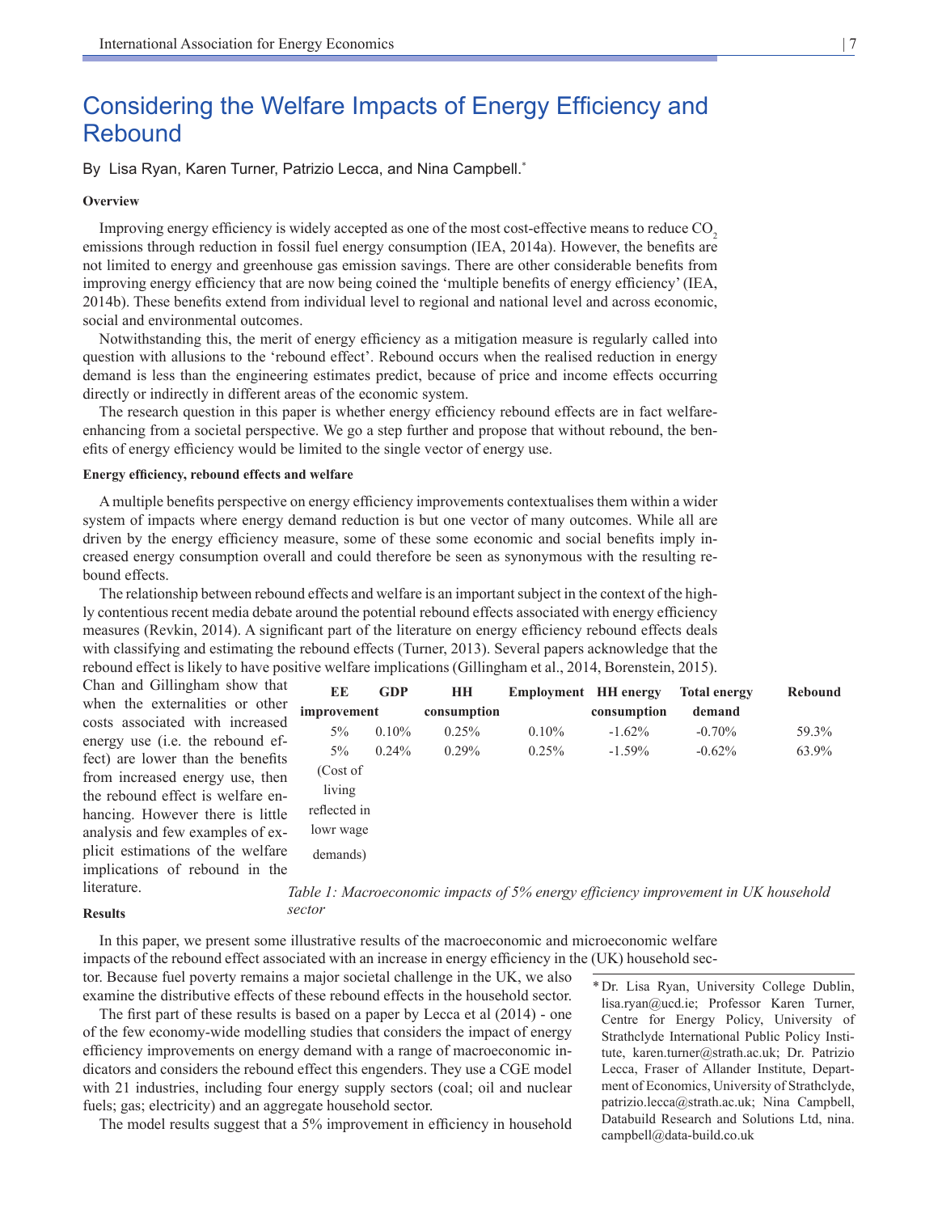# Considering the Welfare Impacts of Energy Efficiency and Rebound

By Lisa Ryan, Karen Turner, Patrizio Lecca, and Nina Campbell.*

### Overview

Improving energy efficiency is widely accepted as one of the most cost-effective means to reduce $CO_2$ emissions through reduction in fossil fuel energy consumption (IEA, 2014a). However, the benefits are not limited to energy and greenhouse gas emission savings. There are other considerable benefits from improving energy efficiency that are now being coined the 'multiple benefits of energy efficiency' (IEA, 2014b). These benefits extend from individual level to regional and national level and across economic, social and environmental outcomes.

Notwithstanding this, the merit of energy efficiency as a mitigation measure is regularly called into question with allusions to the 'rebound effect'. Rebound occurs when the realised reduction in energy demand is less than the engineering estimates predict, because of price and income effects occurring directly or indirectly in different areas of the economic system.

The research question in this paper is whether energy efficiency rebound effects are in fact welfare-enhancing from a societal perspective. We go a step further and propose that without rebound, the benefits of energy efficiency would be limited to the single vector of energy use.

### Energy efficiency, rebound effects and welfare

A multiple benefits perspective on energy efficiency improvements contextualises them within a wider system of impacts where energy demand reduction is but one vector of many outcomes. While all are driven by the energy efficiency measure, some of these some economic and social benefits imply increased energy consumption overall and could therefore be seen as synonymous with the resulting rebound effects.

The relationship between rebound effects and welfare is an important subject in the context of the highly contentious recent media debate around the potential rebound effects associated with energy efficiency measures (Revkin, 2014). A significant part of the literature on energy efficiency rebound effects deals with classifying and estimating the rebound effects (Turner, 2013). Several papers acknowledge that the rebound effect is likely to have positive welfare implications (Gillingham et al., 2014, Borenstein, 2015). Chan and Gillingham show that when the externalities or other costs associated with increased energy use (i.e. the rebound effect) are lower than the benefits from increased energy use, then the rebound effect is welfare enhancing. However there is little analysis and few examples of explicit estimations of the welfare implications of rebound in the literature.

| EE improvement | GDP | HH consumption | Employment | HH energy consumption | Total energy demand | Rebound |
|---|---|---|---|---|---|---|
| 5% | 0.10% | 0.25% | 0.10% | -1.62% | -0.70% | 59.3% |
| 5% (Cost of living reflected in lowr wage demands) | 0.24% | 0.29% | 0.25% | -1.59% | -0.62% | 63.9% |

*Table 1: Macroeconomic impacts of 5% energy efficiency improvement in UK household sector*

### Results

In this paper, we present some illustrative results of the macroeconomic and microeconomic welfare impacts of the rebound effect associated with an increase in energy efficiency in the (UK) household sector. Because fuel poverty remains a major societal challenge in the UK, we also examine the distributive effects of these rebound effects in the household sector.

The first part of these results is based on a paper by Lecca et al (2014) - one of the few economy-wide modelling studies that considers the impact of energy efficiency improvements on energy demand with a range of macroeconomic indicators and considers the rebound effect this engenders. They use a CGE model with 21 industries, including four energy supply sectors (coal; oil and nuclear fuels; gas; electricity) and an aggregate household sector.

The model results suggest that a 5% improvement in efficiency in household

* Dr. Lisa Ryan, University College Dublin, lisa.ryan@ucd.ie; Professor Karen Turner, Centre for Energy Policy, University of Strathclyde International Public Policy Institute, karen.turner@strath.ac.uk; Dr. Patrizio Lecca, Fraser of Allander Institute, Department of Economics, University of Strathclyde, patrizio.lecca@strath.ac.uk; Nina Campbell, Databuild Research and Solutions Ltd, nina.campbell@data-build.co.uk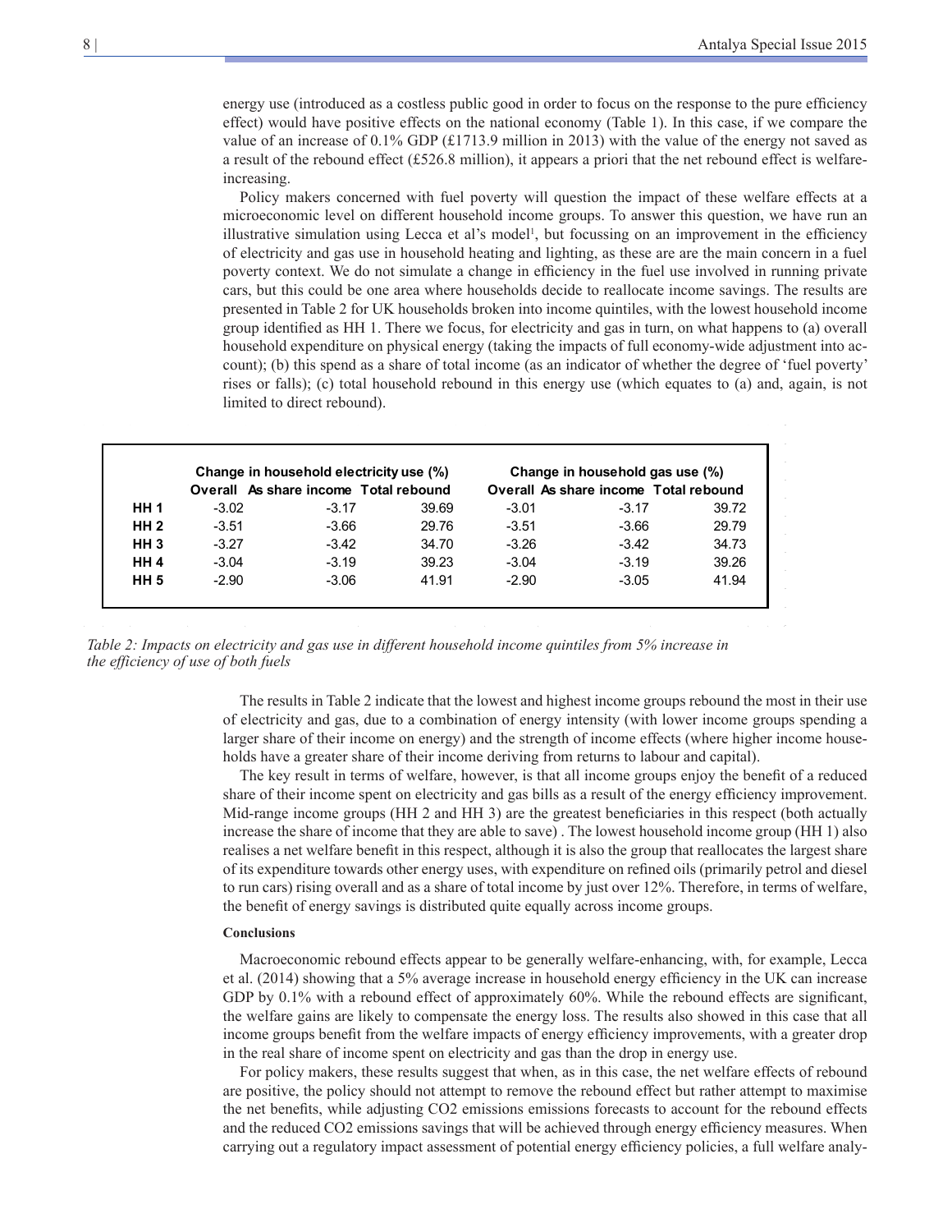energy use (introduced as a costless public good in order to focus on the response to the pure efficiency effect) would have positive effects on the national economy (Table 1). In this case, if we compare the value of an increase of 0.1% GDP (£1713.9 million in 2013) with the value of the energy not saved as a result of the rebound effect (£526.8 million), it appears a priori that the net rebound effect is welfare-increasing.

Policy makers concerned with fuel poverty will question the impact of these welfare effects at a microeconomic level on different household income groups. To answer this question, we have run an illustrative simulation using Lecca et al's model[1], but focussing on an improvement in the efficiency of electricity and gas use in household heating and lighting, as these are are the main concern in a fuel poverty context. We do not simulate a change in efficiency in the fuel use involved in running private cars, but this could be one area where households decide to reallocate income savings. The results are presented in Table 2 for UK households broken into income quintiles, with the lowest household income group identified as HH 1. There we focus, for electricity and gas in turn, on what happens to (a) overall household expenditure on physical energy (taking the impacts of full economy-wide adjustment into account); (b) this spend as a share of total income (as an indicator of whether the degree of 'fuel poverty' rises or falls); (c) total household rebound in this energy use (which equates to (a) and, again, is not limited to direct rebound).

| | Change in household electricity use (%) | | | Change in household gas use (%) | | |
|---|---|---|---|---|---|---|
| | Overall | As share income | Total rebound | Overall | As share income | Total rebound |
| **HH 1** | -3.02 | -3.17 | 39.69 | -3.01 | -3.17 | 39.72 |
| **HH 2** | -3.51 | -3.66 | 29.76 | -3.51 | -3.66 | 29.79 |
| **HH 3** | -3.27 | -3.42 | 34.70 | -3.26 | -3.42 | 34.73 |
| **HH 4** | -3.04 | -3.19 | 39.23 | -3.04 | -3.19 | 39.26 |
| **HH 5** | -2.90 | -3.06 | 41.91 | -2.90 | -3.05 | 41.94 |

*Table 2: Impacts on electricity and gas use in different household income quintiles from 5% increase in the efficiency of use of both fuels*

The results in Table 2 indicate that the lowest and highest income groups rebound the most in their use of electricity and gas, due to a combination of energy intensity (with lower income groups spending a larger share of their income on energy) and the strength of income effects (where higher income households have a greater share of their income deriving from returns to labour and capital).

The key result in terms of welfare, however, is that all income groups enjoy the benefit of a reduced share of their income spent on electricity and gas bills as a result of the energy efficiency improvement. Mid-range income groups (HH 2 and HH 3) are the greatest beneficiaries in this respect (both actually increase the share of income that they are able to save) . The lowest household income group (HH 1) also realises a net welfare benefit in this respect, although it is also the group that reallocates the largest share of its expenditure towards other energy uses, with expenditure on refined oils (primarily petrol and diesel to run cars) rising overall and as a share of total income by just over 12%. Therefore, in terms of welfare, the benefit of energy savings is distributed quite equally across income groups.

#### Conclusions

Macroeconomic rebound effects appear to be generally welfare-enhancing, with, for example, Lecca et al. (2014) showing that a 5% average increase in household energy efficiency in the UK can increase GDP by 0.1% with a rebound effect of approximately 60%. While the rebound effects are significant, the welfare gains are likely to compensate the energy loss. The results also showed in this case that all income groups benefit from the welfare impacts of energy efficiency improvements, with a greater drop in the real share of income spent on electricity and gas than the drop in energy use.

For policy makers, these results suggest that when, as in this case, the net welfare effects of rebound are positive, the policy should not attempt to remove the rebound effect but rather attempt to maximise the net benefits, while adjusting $CO_2$ emissions emissions forecasts to account for the rebound effects and the reduced $CO_2$ emissions savings that will be achieved through energy efficiency measures. When carrying out a regulatory impact assessment of potential energy efficiency policies, a full welfare analy-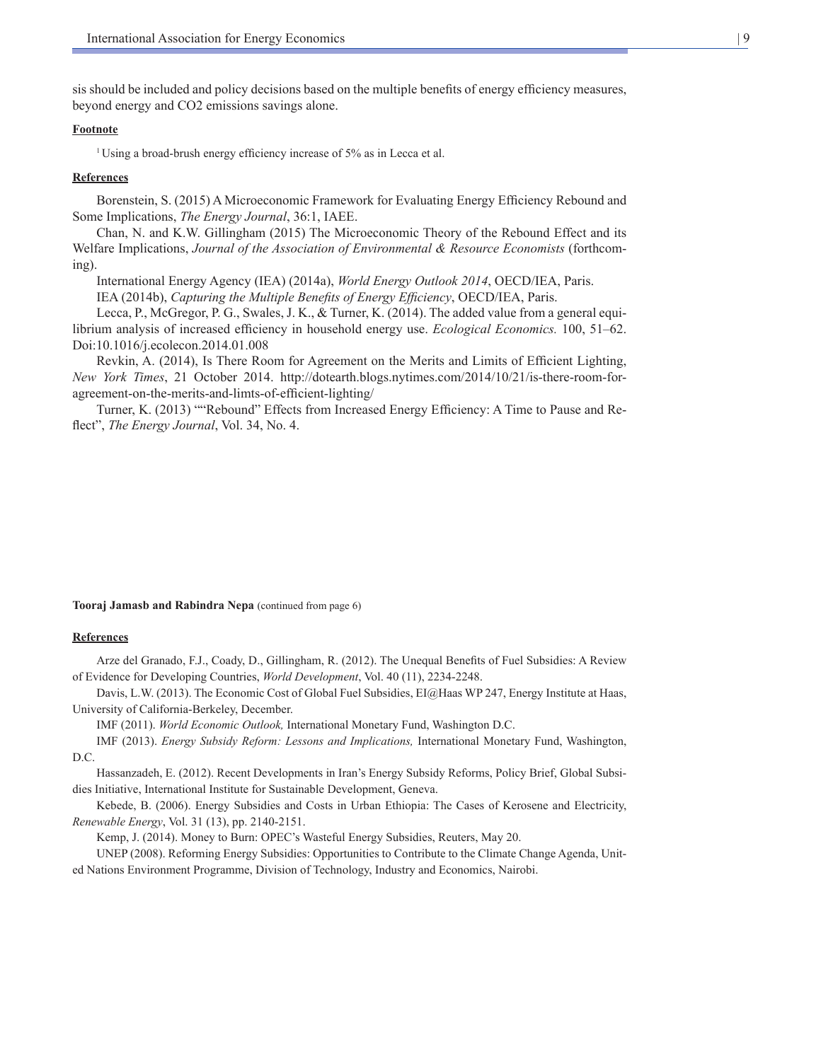sis should be included and policy decisions based on the multiple benefits of energy efficiency measures, beyond energy and CO2 emissions savings alone.

**Footnote**

[1] Using a broad-brush energy efficiency increase of 5% as in Lecca et al.

**References**

Borenstein, S. (2015) A Microeconomic Framework for Evaluating Energy Efficiency Rebound and Some Implications, *The Energy Journal*, 36:1, IAEE.

Chan, N. and K.W. Gillingham (2015) The Microeconomic Theory of the Rebound Effect and its Welfare Implications, *Journal of the Association of Environmental & Resource Economists* (forthcoming).

International Energy Agency (IEA) (2014a), *World Energy Outlook 2014*, OECD/IEA, Paris.

IEA (2014b), *Capturing the Multiple Benefits of Energy Efficiency*, OECD/IEA, Paris.

Lecca, P., McGregor, P. G., Swales, J. K., & Turner, K. (2014). The added value from a general equilibrium analysis of increased efficiency in household energy use. *Ecological Economics.* 100, 51–62. Doi:10.1016/j.ecolecon.2014.01.008

Revkin, A. (2014), Is There Room for Agreement on the Merits and Limits of Efficient Lighting, *New York Times*, 21 October 2014. http://dotearth.blogs.nytimes.com/2014/10/21/is-there-room-for-agreement-on-the-merits-and-limts-of-efficient-lighting/

Turner, K. (2013) ""Rebound" Effects from Increased Energy Efficiency: A Time to Pause and Reflect", *The Energy Journal*, Vol. 34, No. 4.

**Tooraj Jamasb and Rabindra Nepa** (continued from page 6)

**References**

Arze del Granado, F.J., Coady, D., Gillingham, R. (2012). The Unequal Benefits of Fuel Subsidies: A Review of Evidence for Developing Countries, *World Development*, Vol. 40 (11), 2234-2248.

Davis, L.W. (2013). The Economic Cost of Global Fuel Subsidies, EI@Haas WP 247, Energy Institute at Haas, University of California-Berkeley, December.

IMF (2011). *World Economic Outlook,* International Monetary Fund, Washington D.C.

IMF (2013). *Energy Subsidy Reform: Lessons and Implications,* International Monetary Fund, Washington, D.C.

Hassanzadeh, E. (2012). Recent Developments in Iran's Energy Subsidy Reforms, Policy Brief, Global Subsidies Initiative, International Institute for Sustainable Development, Geneva.

Kebede, B. (2006). Energy Subsidies and Costs in Urban Ethiopia: The Cases of Kerosene and Electricity, *Renewable Energy*, Vol. 31 (13), pp. 2140-2151.

Kemp, J. (2014). Money to Burn: OPEC's Wasteful Energy Subsidies, Reuters, May 20.

UNEP (2008). Reforming Energy Subsidies: Opportunities to Contribute to the Climate Change Agenda, United Nations Environment Programme, Division of Technology, Industry and Economics, Nairobi.